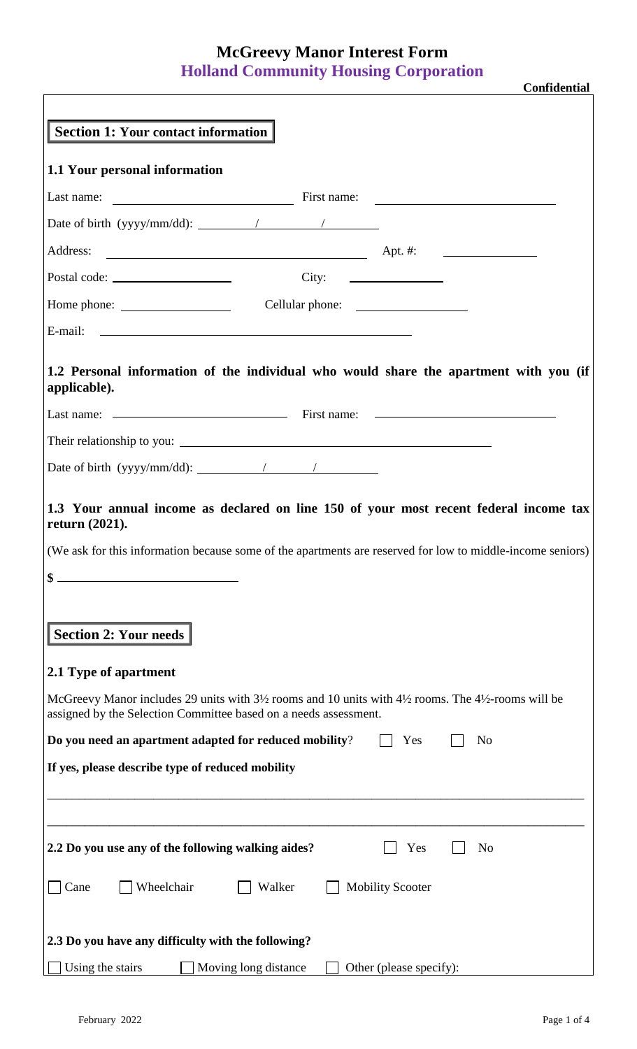# McGreevy Manor Interest Form

## Holland Community Housing Corporation

**Confidential**

## Section 1: Your contact information

### 1.1 Your personal information

Last name: ____________________ First name: ____________________

Date of birth (yyyy/mm/dd): ______ / ______ / ______

Address: ______________________________ Apt. #: __________

Postal code: ______________ City: __________

Home phone: ______________ Cellular phone: ______________

E-mail: ______________________________

### 1.2 Personal information of the individual who would share the apartment with you (if applicable).

Last name: ____________________ First name: ____________________

Their relationship to you: ______________________________

Date of birth (yyyy/mm/dd): ______ / ______ / ______

### 1.3 Your annual income as declared on line 150 of your most recent federal income tax return (2021).

(We ask for this information because some of the apartments are reserved for low to middle-income seniors)

$ ____________________

## Section 2: Your needs

### 2.1 Type of apartment

McGreevy Manor includes 29 units with 3½ rooms and 10 units with 4½ rooms. The 4½-rooms will be assigned by the Selection Committee based on a needs assessment.

**Do you need an apartment adapted for reduced mobility?** ☐ Yes ☐ No

**If yes, please describe type of reduced mobility**

______________________________________________________________________

______________________________________________________________________

### 2.2 Do you use any of the following walking aides? ☐ Yes ☐ No

☐ Cane ☐ Wheelchair ☐ Walker ☐ Mobility Scooter

### 2.3 Do you have any difficulty with the following?

☐ Using the stairs ☐ Moving long distance ☐ Other (please specify):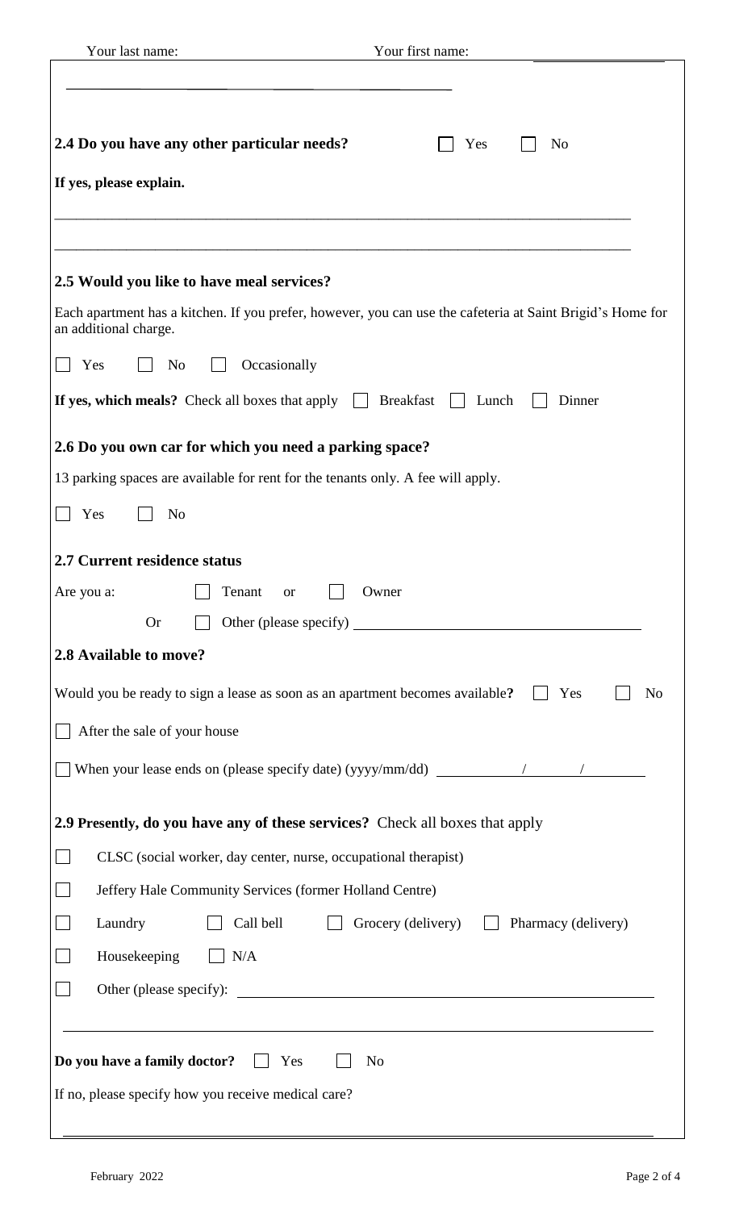Your last name: Your first name:

**2.4 Do you have any other particular needs?** ☐ Yes ☐ No

**If yes, please explain.**

\_\_\_\_\_\_\_\_\_\_\_\_\_\_\_\_\_\_\_\_\_\_\_\_\_\_\_\_\_\_\_\_\_\_\_\_\_\_\_\_\_\_\_\_\_\_\_\_\_\_\_\_\_\_\_\_\_\_\_\_\_\_\_\_\_\_\_\_\_\_\_\_\_\_\_\_

\_\_\_\_\_\_\_\_\_\_\_\_\_\_\_\_\_\_\_\_\_\_\_\_\_\_\_\_\_\_\_\_\_\_\_\_\_\_\_\_\_\_\_\_\_\_\_\_\_\_\_\_\_\_\_\_\_\_\_\_\_\_\_\_\_\_\_\_\_\_\_\_\_\_\_\_

**2.5 Would you like to have meal services?**

Each apartment has a kitchen. If you prefer, however, you can use the cafeteria at Saint Brigid's Home for an additional charge.

☐ Yes ☐ No ☐ Occasionally

**If yes, which meals?** Check all boxes that apply ☐ Breakfast ☐ Lunch ☐ Dinner

**2.6 Do you own car for which you need a parking space?**

13 parking spaces are available for rent for the tenants only. A fee will apply.

☐ Yes ☐ No

**2.7 Current residence status**

Are you a: ☐ Tenant or ☐ Owner

Or ☐ Other (please specify) \_\_\_\_\_\_\_\_\_\_\_\_\_\_\_\_\_\_\_\_\_\_\_\_\_\_\_\_\_\_

**2.8 Available to move?**

Would you be ready to sign a lease as soon as an apartment becomes available**?** ☐ Yes ☐ No

☐ After the sale of your house

☐ When your lease ends on (please specify date) (yyyy/mm/dd) \_\_\_\_\_\_/\_\_\_\_\_/\_\_\_\_\_

**2.9 Presently, do you have any of these services?** Check all boxes that apply

☐ CLSC (social worker, day center, nurse, occupational therapist)

☐ Jeffery Hale Community Services (former Holland Centre)

☐ Laundry ☐ Call bell ☐ Grocery (delivery) ☐ Pharmacy (delivery)

☐ Housekeeping ☐ N/A

☐ Other (please specify): \_\_\_\_\_\_\_\_\_\_\_\_\_\_\_\_\_\_\_\_\_\_\_\_\_\_\_\_\_\_\_\_\_\_\_\_\_\_\_\_\_\_

\_\_\_\_\_\_\_\_\_\_\_\_\_\_\_\_\_\_\_\_\_\_\_\_\_\_\_\_\_\_\_\_\_\_\_\_\_\_\_\_\_\_\_\_\_\_\_\_\_\_\_\_\_\_\_\_\_\_\_\_\_\_\_\_\_\_\_\_\_\_\_\_\_\_\_\_

**Do you have a family doctor?** ☐ Yes ☐ No

If no, please specify how you receive medical care?

\_\_\_\_\_\_\_\_\_\_\_\_\_\_\_\_\_\_\_\_\_\_\_\_\_\_\_\_\_\_\_\_\_\_\_\_\_\_\_\_\_\_\_\_\_\_\_\_\_\_\_\_\_\_\_\_\_\_\_\_\_\_\_\_\_\_\_\_\_\_\_\_\_\_\_\_

February 2022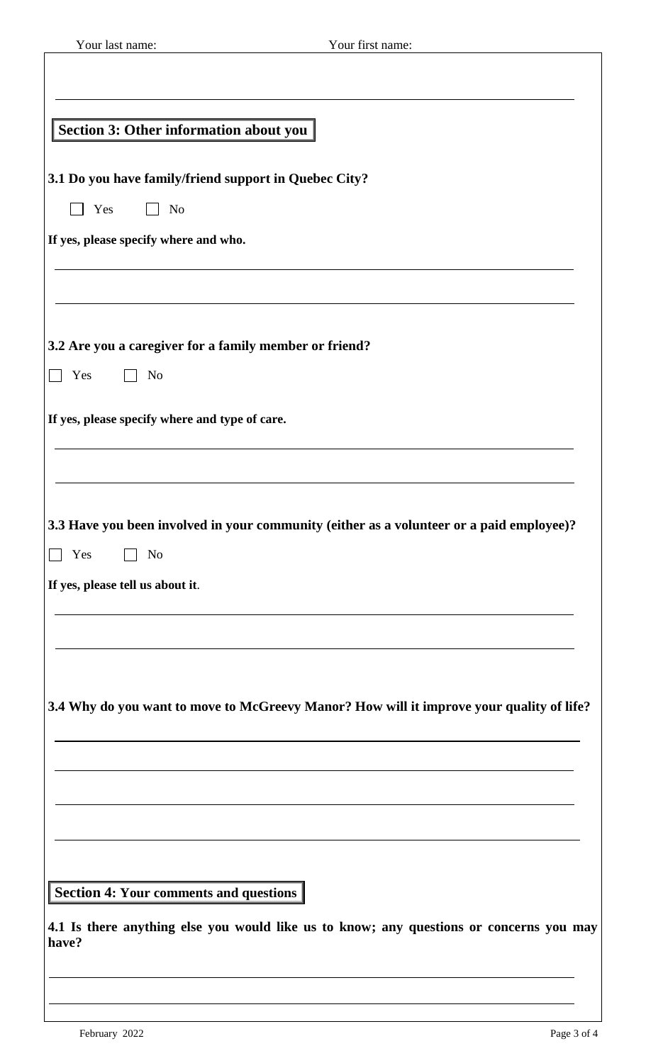Your last name: Your first name:

## Section 3: Other information about you

**3.1 Do you have family/friend support in Quebec City?**

☐ Yes ☐ No

**If yes, please specify where and who.**

______________________________________________________________________

______________________________________________________________________

**3.2 Are you a caregiver for a family member or friend?**

☐ Yes ☐ No

**If yes, please specify where and type of care.**

______________________________________________________________________

______________________________________________________________________

**3.3 Have you been involved in your community (either as a volunteer or a paid employee)?**

☐ Yes ☐ No

**If yes, please tell us about it.**

______________________________________________________________________

______________________________________________________________________

**3.4 Why do you want to move to McGreevy Manor? How will it improve your quality of life?**

______________________________________________________________________

______________________________________________________________________

______________________________________________________________________

______________________________________________________________________

## Section 4: Your comments and questions

**4.1 Is there anything else you would like us to know; any questions or concerns you may have?**

______________________________________________________________________

______________________________________________________________________

February 2022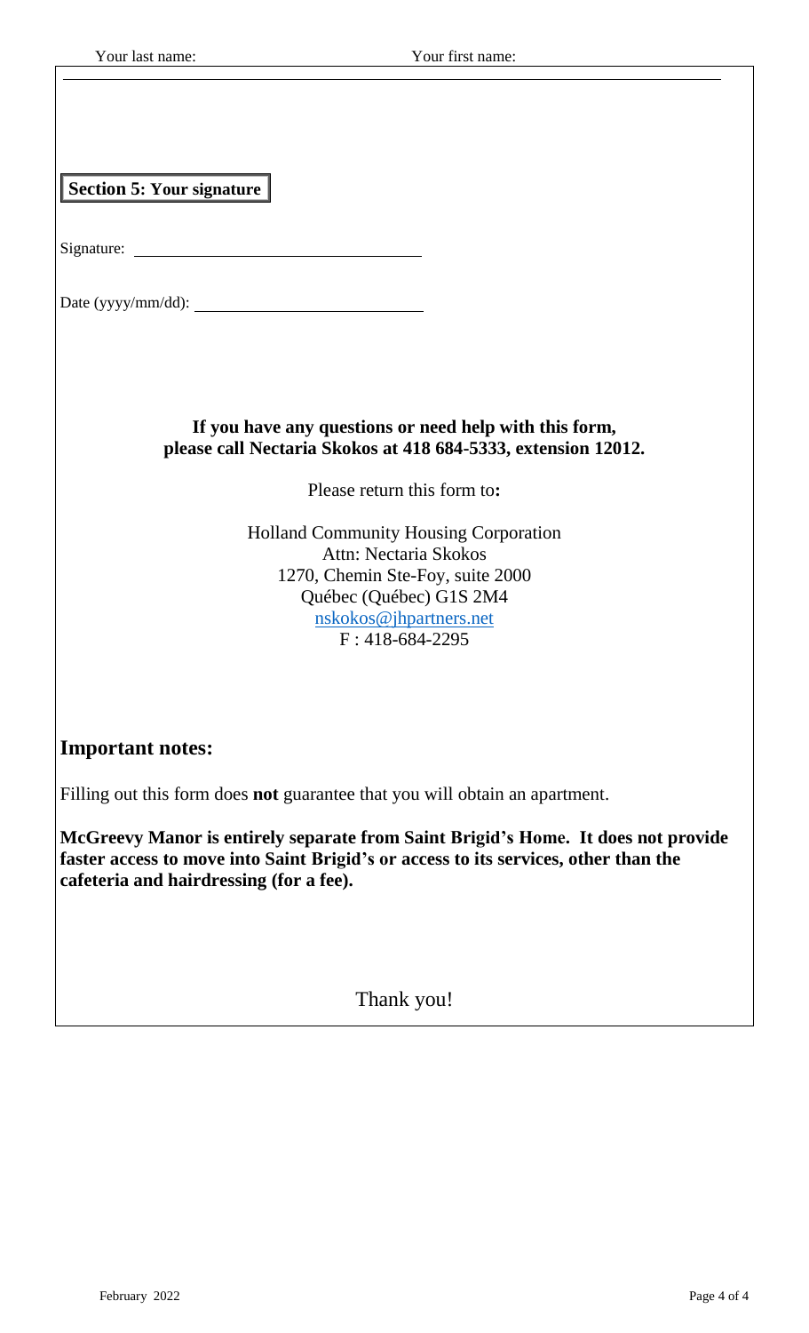Your last name: Your first name:

**Section 5: Your signature**

Signature: ______________________________

Date (yyyy/mm/dd): ______________________________

**If you have any questions or need help with this form, please call Nectaria Skokos at 418 684-5333, extension 12012.**

Please return this form to**:**

Holland Community Housing Corporation
Attn: Nectaria Skokos
1270, Chemin Ste-Foy, suite 2000
Québec (Québec) G1S 2M4
nskokos@jhpartners.net
F : 418-684-2295

## Important notes:

Filling out this form does **not** guarantee that you will obtain an apartment.

**McGreevy Manor is entirely separate from Saint Brigid's Home. It does not provide faster access to move into Saint Brigid's or access to its services, other than the cafeteria and hairdressing (for a fee).**

Thank you!

February 2022